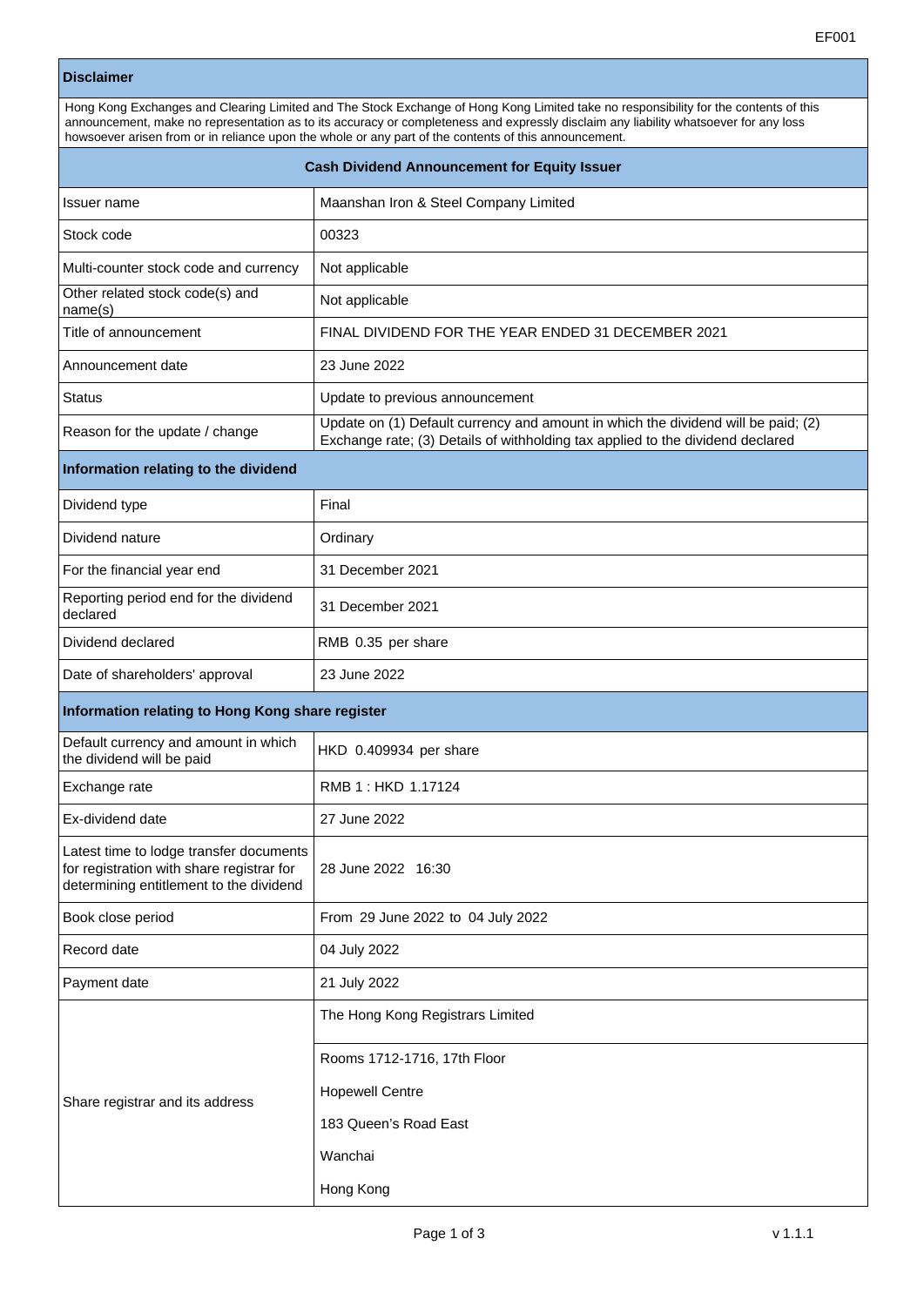EF001

| **Disclaimer** | |
|---|---|
| Hong Kong Exchanges and Clearing Limited and The Stock Exchange of Hong Kong Limited take no responsibility for the contents of this announcement, make no representation as to its accuracy or completeness and expressly disclaim any liability whatsoever for any loss howsoever arisen from or in reliance upon the whole or any part of the contents of this announcement. | |
| **Cash Dividend Announcement for Equity Issuer** | |
| Issuer name | Maanshan Iron & Steel Company Limited |
| Stock code | 00323 |
| Multi-counter stock code and currency | Not applicable |
| Other related stock code(s) and name(s) | Not applicable |
| Title of announcement | FINAL DIVIDEND FOR THE YEAR ENDED 31 DECEMBER 2021 |
| Announcement date | 23 June 2022 |
| Status | Update to previous announcement |
| Reason for the update / change | Update on (1) Default currency and amount in which the dividend will be paid; (2) Exchange rate; (3) Details of withholding tax applied to the dividend declared |
| **Information relating to the dividend** | |
| Dividend type | Final |
| Dividend nature | Ordinary |
| For the financial year end | 31 December 2021 |
| Reporting period end for the dividend declared | 31 December 2021 |
| Dividend declared | RMB 0.35 per share |
| Date of shareholders' approval | 23 June 2022 |
| **Information relating to Hong Kong share register** | |
| Default currency and amount in which the dividend will be paid | HKD 0.409934 per share |
| Exchange rate | RMB 1 : HKD 1.17124 |
| Ex-dividend date | 27 June 2022 |
| Latest time to lodge transfer documents for registration with share registrar for determining entitlement to the dividend | 28 June 2022 16:30 |
| Book close period | From 29 June 2022 to 04 July 2022 |
| Record date | 04 July 2022 |
| Payment date | 21 July 2022 |
| Share registrar and its address | The Hong Kong Registrars Limited<br>Rooms 1712-1716, 17th Floor<br>Hopewell Centre<br>183 Queen's Road East<br>Wanchai<br>Hong Kong |

v 1.1.1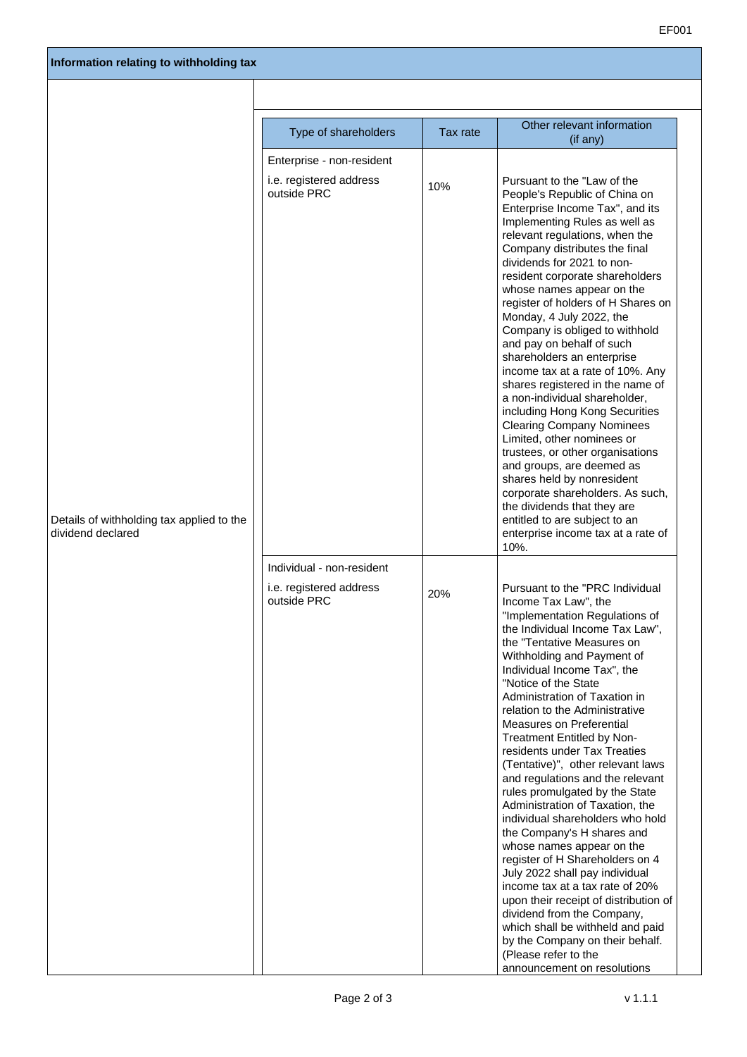## Information relating to withholding tax

| Details of withholding tax applied to the dividend declared | Type of shareholders | Tax rate | Other relevant information (if any) |
|---|---|---|---|
| | Enterprise - non-resident<br>i.e. registered address outside PRC | 10% | Pursuant to the "Law of the People's Republic of China on Enterprise Income Tax", and its Implementing Rules as well as relevant regulations, when the Company distributes the final dividends for 2021 to non-resident corporate shareholders whose names appear on the register of holders of H Shares on Monday, 4 July 2022, the Company is obliged to withhold and pay on behalf of such shareholders an enterprise income tax at a rate of 10%. Any shares registered in the name of a non-individual shareholder, including Hong Kong Securities Clearing Company Nominees Limited, other nominees or trustees, or other organisations and groups, are deemed as shares held by nonresident corporate shareholders. As such, the dividends that they are entitled to are subject to an enterprise income tax at a rate of 10%. |
| | Individual - non-resident<br>i.e. registered address outside PRC | 20% | Pursuant to the "PRC Individual Income Tax Law", the "Implementation Regulations of the Individual Income Tax Law", the "Tentative Measures on Withholding and Payment of Individual Income Tax", the "Notice of the State Administration of Taxation in relation to the Administrative Measures on Preferential Treatment Entitled by Non-residents under Tax Treaties (Tentative)", other relevant laws and regulations and the relevant rules promulgated by the State Administration of Taxation, the individual shareholders who hold the Company's H shares and whose names appear on the register of H Shareholders on 4 July 2022 shall pay individual income tax at a tax rate of 20% upon their receipt of distribution of dividend from the Company, which shall be withheld and paid by the Company on their behalf. (Please refer to the announcement on resolutions |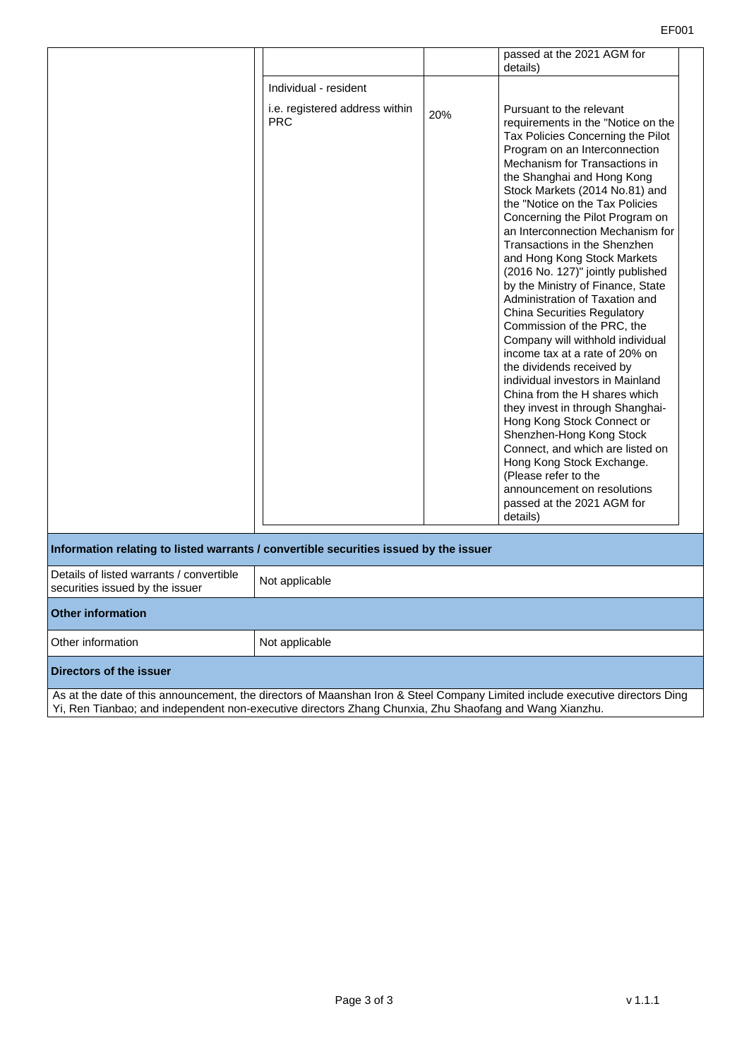| | | | |
|---|---|---|---|
| | | | passed at the 2021 AGM for details) |
| | Individual - resident<br><br>i.e. registered address within PRC | 20% | Pursuant to the relevant requirements in the "Notice on the Tax Policies Concerning the Pilot Program on an Interconnection Mechanism for Transactions in the Shanghai and Hong Kong Stock Markets (2014 No.81) and the "Notice on the Tax Policies Concerning the Pilot Program on an Interconnection Mechanism for Transactions in the Shenzhen and Hong Kong Stock Markets (2016 No. 127)" jointly published by the Ministry of Finance, State Administration of Taxation and China Securities Regulatory Commission of the PRC, the Company will withhold individual income tax at a rate of 20% on the dividends received by individual investors in Mainland China from the H shares which they invest in through Shanghai-Hong Kong Stock Connect or Shenzhen-Hong Kong Stock Connect, and which are listed on Hong Kong Stock Exchange. (Please refer to the announcement on resolutions passed at the 2021 AGM for details) |

**Information relating to listed warrants / convertible securities issued by the issuer**

| | |
|---|---|
| Details of listed warrants / convertible securities issued by the issuer | Not applicable |

**Other information**

| | |
|---|---|
| Other information | Not applicable |

**Directors of the issuer**

As at the date of this announcement, the directors of Maanshan Iron & Steel Company Limited include executive directors Ding Yi, Ren Tianbao; and independent non-executive directors Zhang Chunxia, Zhu Shaofang and Wang Xianzhu.